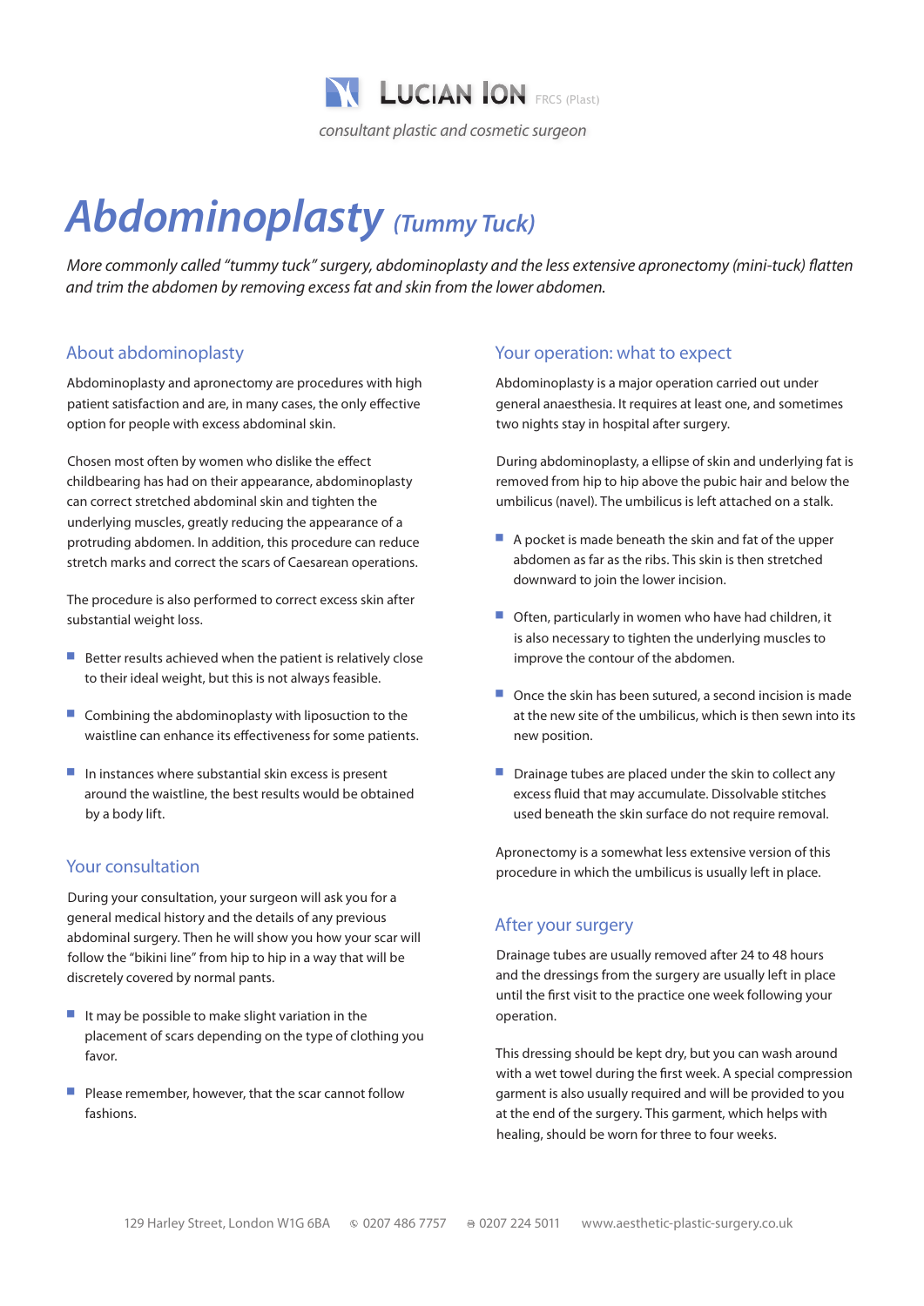**Lucian Ion** FRCS (Plast)

*consultant plastic and cosmetic surgeon*

# *Abdominoplasty (Tummy Tuck)*

*More commonly called "tummy tuck" surgery, abdominoplasty and the less extensive apronectomy (mini-tuck) flatten and trim the abdomen by removing excess fat and skin from the lower abdomen.*

## About abdominoplasty

Abdominoplasty and apronectomy are procedures with high patient satisfaction and are, in many cases, the only effective option for people with excess abdominal skin.

Chosen most often by women who dislike the effect childbearing has had on their appearance, abdominoplasty can correct stretched abdominal skin and tighten the underlying muscles, greatly reducing the appearance of a protruding abdomen. In addition, this procedure can reduce stretch marks and correct the scars of Caesarean operations.

The procedure is also performed to correct excess skin after substantial weight loss.

- Better results achieved when the patient is relatively close to their ideal weight, but this is not always feasible.
- Combining the abdominoplasty with liposuction to the waistline can enhance its effectiveness for some patients.
- In instances where substantial skin excess is present around the waistline, the best results would be obtained by a body lift.

## Your consultation

During your consultation, your surgeon will ask you for a general medical history and the details of any previous abdominal surgery. Then he will show you how your scar will follow the "bikini line" from hip to hip in a way that will be discretely covered by normal pants.

- It may be possible to make slight variation in the placement of scars depending on the type of clothing you favor.
- Please remember, however, that the scar cannot follow fashions.

## Your operation: what to expect

Abdominoplasty is a major operation carried out under general anaesthesia. It requires at least one, and sometimes two nights stay in hospital after surgery.

During abdominoplasty, a ellipse of skin and underlying fat is removed from hip to hip above the pubic hair and below the umbilicus (navel). The umbilicus is left attached on a stalk.

- A pocket is made beneath the skin and fat of the upper abdomen as far as the ribs. This skin is then stretched downward to join the lower incision.
- Often, particularly in women who have had children, it is also necessary to tighten the underlying muscles to improve the contour of the abdomen.
- Once the skin has been sutured, a second incision is made at the new site of the umbilicus, which is then sewn into its new position.
- Drainage tubes are placed under the skin to collect any excess fluid that may accumulate. Dissolvable stitches used beneath the skin surface do not require removal.

Apronectomy is a somewhat less extensive version of this procedure in which the umbilicus is usually left in place.

## After your surgery

Drainage tubes are usually removed after 24 to 48 hours and the dressings from the surgery are usually left in place until the first visit to the practice one week following your operation.

This dressing should be kept dry, but you can wash around with a wet towel during the first week. A special compression garment is also usually required and will be provided to you at the end of the surgery. This garment, which helps with healing, should be worn for three to four weeks.

129 Harley Street, London W1G 6BA ✆ 0207 486 7757 ⎙ 0207 224 5011 www.aesthetic-plastic-surgery.co.uk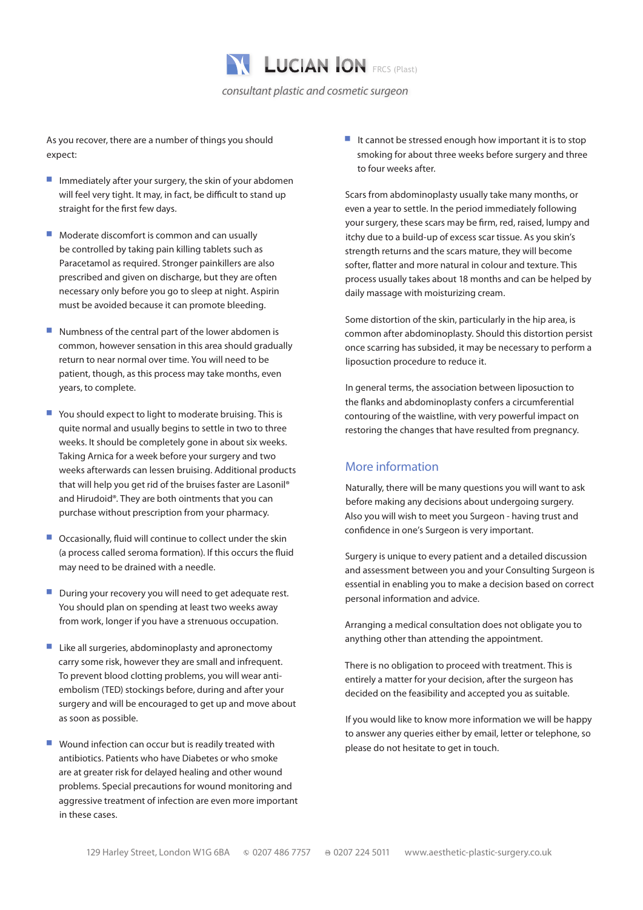As you recover, there are a number of things you should expect:

- Immediately after your surgery, the skin of your abdomen will feel very tight. It may, in fact, be difficult to stand up straight for the first few days.
- Moderate discomfort is common and can usually be controlled by taking pain killing tablets such as Paracetamol as required. Stronger painkillers are also prescribed and given on discharge, but they are often necessary only before you go to sleep at night. Aspirin must be avoided because it can promote bleeding.
- Numbness of the central part of the lower abdomen is common, however sensation in this area should gradually return to near normal over time. You will need to be patient, though, as this process may take months, even years, to complete.
- You should expect to light to moderate bruising. This is quite normal and usually begins to settle in two to three weeks. It should be completely gone in about six weeks. Taking Arnica for a week before your surgery and two weeks afterwards can lessen bruising. Additional products that will help you get rid of the bruises faster are Lasonil® and Hirudoid®. They are both ointments that you can purchase without prescription from your pharmacy.
- Occasionally, fluid will continue to collect under the skin (a process called seroma formation). If this occurs the fluid may need to be drained with a needle.
- During your recovery you will need to get adequate rest. You should plan on spending at least two weeks away from work, longer if you have a strenuous occupation.
- Like all surgeries, abdominoplasty and apronectomy carry some risk, however they are small and infrequent. To prevent blood clotting problems, you will wear anti-embolism (TED) stockings before, during and after your surgery and will be encouraged to get up and move about as soon as possible.
- Wound infection can occur but is readily treated with antibiotics. Patients who have Diabetes or who smoke are at greater risk for delayed healing and other wound problems. Special precautions for wound monitoring and aggressive treatment of infection are even more important in these cases.
- It cannot be stressed enough how important it is to stop smoking for about three weeks before surgery and three to four weeks after.

Scars from abdominoplasty usually take many months, or even a year to settle. In the period immediately following your surgery, these scars may be firm, red, raised, lumpy and itchy due to a build-up of excess scar tissue. As you skin's strength returns and the scars mature, they will become softer, flatter and more natural in colour and texture. This process usually takes about 18 months and can be helped by daily massage with moisturizing cream.

Some distortion of the skin, particularly in the hip area, is common after abdominoplasty. Should this distortion persist once scarring has subsided, it may be necessary to perform a liposuction procedure to reduce it.

In general terms, the association between liposuction to the flanks and abdominoplasty confers a circumferential contouring of the waistline, with very powerful impact on restoring the changes that have resulted from pregnancy.

## More information

Naturally, there will be many questions you will want to ask before making any decisions about undergoing surgery. Also you will wish to meet you Surgeon - having trust and confidence in one's Surgeon is very important.

Surgery is unique to every patient and a detailed discussion and assessment between you and your Consulting Surgeon is essential in enabling you to make a decision based on correct personal information and advice.

Arranging a medical consultation does not obligate you to anything other than attending the appointment.

There is no obligation to proceed with treatment. This is entirely a matter for your decision, after the surgeon has decided on the feasibility and accepted you as suitable.

If you would like to know more information we will be happy to answer any queries either by email, letter or telephone, so please do not hesitate to get in touch.